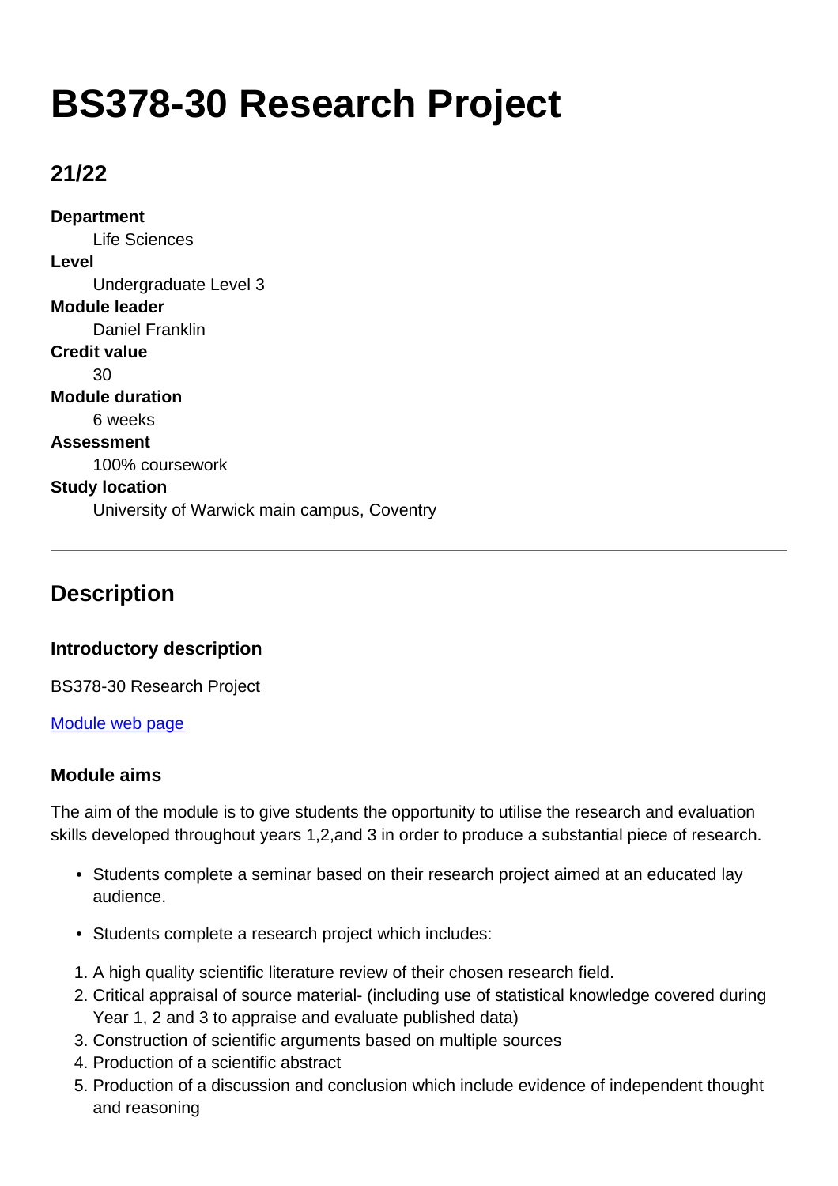# BS378-30 Research Project

## 21/22

**Department**
Life Sciences

**Level**
Undergraduate Level 3

**Module leader**
Daniel Franklin

**Credit value**
30

**Module duration**
6 weeks

**Assessment**
100% coursework

**Study location**
University of Warwick main campus, Coventry

---

## Description

### Introductory description

BS378-30 Research Project

[Module web page]

### Module aims

The aim of the module is to give students the opportunity to utilise the research and evaluation skills developed throughout years 1,2,and 3 in order to produce a substantial piece of research.

- Students complete a seminar based on their research project aimed at an educated lay audience.
- Students complete a research project which includes:

1. A high quality scientific literature review of their chosen research field.
2. Critical appraisal of source material- (including use of statistical knowledge covered during Year 1, 2 and 3 to appraise and evaluate published data)
3. Construction of scientific arguments based on multiple sources
4. Production of a scientific abstract
5. Production of a discussion and conclusion which include evidence of independent thought and reasoning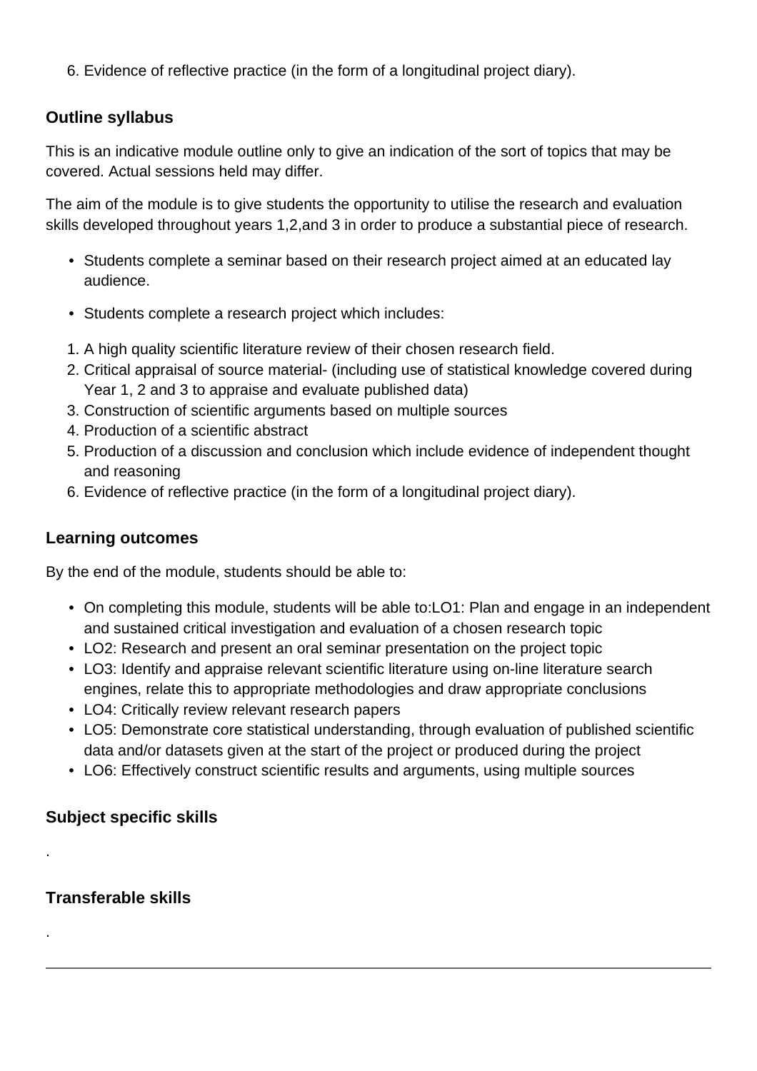6. Evidence of reflective practice (in the form of a longitudinal project diary).

### Outline syllabus

This is an indicative module outline only to give an indication of the sort of topics that may be covered. Actual sessions held may differ.

The aim of the module is to give students the opportunity to utilise the research and evaluation skills developed throughout years 1,2,and 3 in order to produce a substantial piece of research.

- Students complete a seminar based on their research project aimed at an educated lay audience.
- Students complete a research project which includes:

1. A high quality scientific literature review of their chosen research field.
2. Critical appraisal of source material- (including use of statistical knowledge covered during Year 1, 2 and 3 to appraise and evaluate published data)
3. Construction of scientific arguments based on multiple sources
4. Production of a scientific abstract
5. Production of a discussion and conclusion which include evidence of independent thought and reasoning
6. Evidence of reflective practice (in the form of a longitudinal project diary).

### Learning outcomes

By the end of the module, students should be able to:

- On completing this module, students will be able to:LO1: Plan and engage in an independent and sustained critical investigation and evaluation of a chosen research topic
- LO2: Research and present an oral seminar presentation on the project topic
- LO3: Identify and appraise relevant scientific literature using on-line literature search engines, relate this to appropriate methodologies and draw appropriate conclusions
- LO4: Critically review relevant research papers
- LO5: Demonstrate core statistical understanding, through evaluation of published scientific data and/or datasets given at the start of the project or produced during the project
- LO6: Effectively construct scientific results and arguments, using multiple sources

### Subject specific skills

.

### Transferable skills

.

---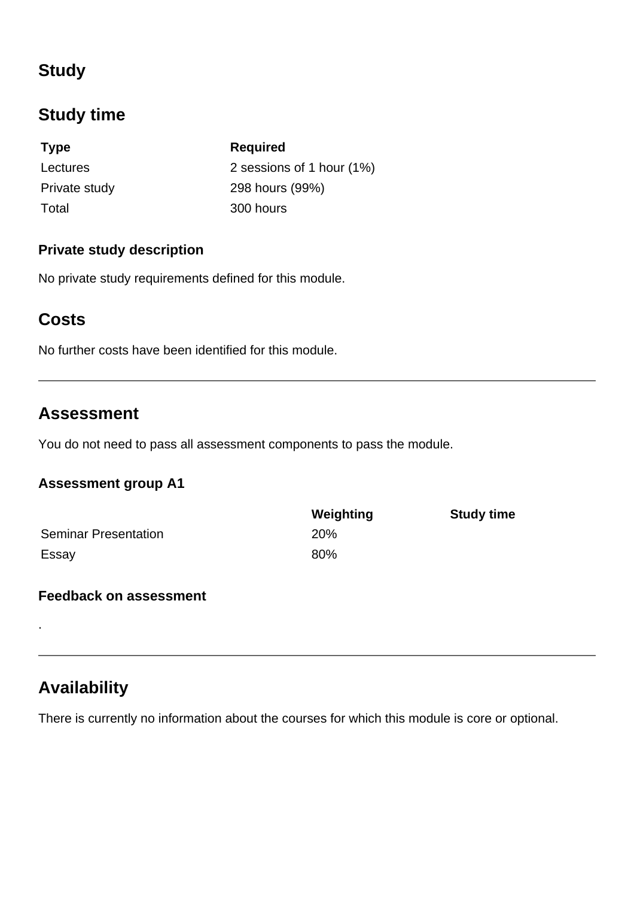## Study

## Study time

| Type | Required |
| --- | --- |
| Lectures | 2 sessions of 1 hour (1%) |
| Private study | 298 hours (99%) |
| Total | 300 hours |

### Private study description

No private study requirements defined for this module.

## Costs

No further costs have been identified for this module.

---

## Assessment

You do not need to pass all assessment components to pass the module.

### Assessment group A1

| | Weighting | Study time |
| --- | --- | --- |
| Seminar Presentation | 20% | |
| Essay | 80% | |

### Feedback on assessment

.

---

## Availability

There is currently no information about the courses for which this module is core or optional.